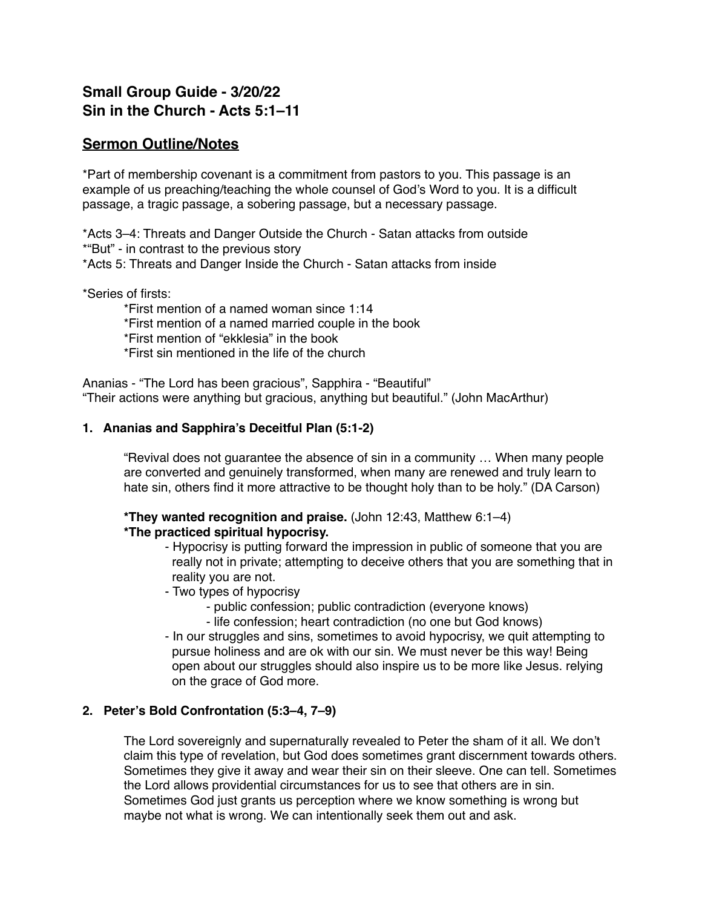## Small Group Guide - 3/20/22
## Sin in the Church - Acts 5:1–11

## Sermon Outline/Notes

*Part of membership covenant is a commitment from pastors to you. This passage is an example of us preaching/teaching the whole counsel of God's Word to you. It is a difficult passage, a tragic passage, a sobering passage, but a necessary passage.

*Acts 3–4: Threats and Danger Outside the Church - Satan attacks from outside
*"But" - in contrast to the previous story
*Acts 5: Threats and Danger Inside the Church - Satan attacks from inside

*Series of firsts:

    *First mention of a named woman since 1:14
    *First mention of a named married couple in the book
    *First mention of "ekklesia" in the book
    *First sin mentioned in the life of the church

Ananias - "The Lord has been gracious", Sapphira - "Beautiful"
"Their actions were anything but gracious, anything but beautiful." (John MacArthur)

### 1. Ananias and Sapphira's Deceitful Plan (5:1-2)

"Revival does not guarantee the absence of sin in a community … When many people are converted and genuinely transformed, when many are renewed and truly learn to hate sin, others find it more attractive to be thought holy than to be holy." (DA Carson)

**\*They wanted recognition and praise.** (John 12:43, Matthew 6:1–4)
**\*The practiced spiritual hypocrisy.**

- Hypocrisy is putting forward the impression in public of someone that you are really not in private; attempting to deceive others that you are something that in reality you are not.
- Two types of hypocrisy
    - public confession; public contradiction (everyone knows)
    - life confession; heart contradiction (no one but God knows)
- In our struggles and sins, sometimes to avoid hypocrisy, we quit attempting to pursue holiness and are ok with our sin. We must never be this way! Being open about our struggles should also inspire us to be more like Jesus. relying on the grace of God more.

### 2. Peter's Bold Confrontation (5:3–4, 7–9)

The Lord sovereignly and supernaturally revealed to Peter the sham of it all. We don't claim this type of revelation, but God does sometimes grant discernment towards others. Sometimes they give it away and wear their sin on their sleeve. One can tell. Sometimes the Lord allows providential circumstances for us to see that others are in sin. Sometimes God just grants us perception where we know something is wrong but maybe not what is wrong. We can intentionally seek them out and ask.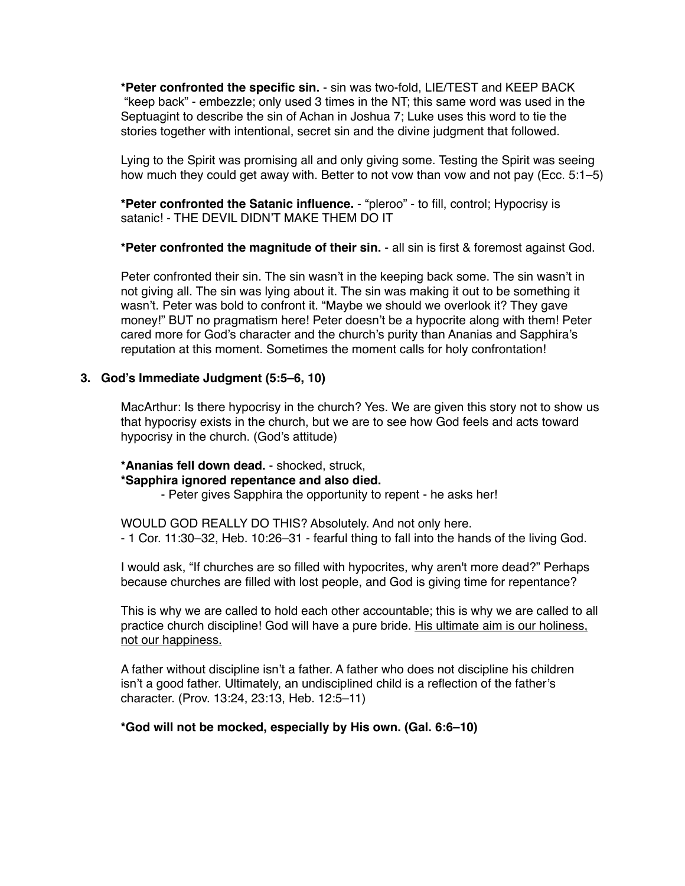**\*Peter confronted the specific sin.** - sin was two-fold, LIE/TEST and KEEP BACK
"keep back" - embezzle; only used 3 times in the NT; this same word was used in the Septuagint to describe the sin of Achan in Joshua 7; Luke uses this word to tie the stories together with intentional, secret sin and the divine judgment that followed.

Lying to the Spirit was promising all and only giving some. Testing the Spirit was seeing how much they could get away with. Better to not vow than vow and not pay (Ecc. 5:1–5)

**\*Peter confronted the Satanic influence.** - "pleroo" - to fill, control; Hypocrisy is satanic! - THE DEVIL DIDN'T MAKE THEM DO IT

**\*Peter confronted the magnitude of their sin.** - all sin is first & foremost against God.

Peter confronted their sin. The sin wasn't in the keeping back some. The sin wasn't in not giving all. The sin was lying about it. The sin was making it out to be something it wasn't. Peter was bold to confront it. "Maybe we should we overlook it? They gave money!" BUT no pragmatism here! Peter doesn't be a hypocrite along with them! Peter cared more for God's character and the church's purity than Ananias and Sapphira's reputation at this moment. Sometimes the moment calls for holy confrontation!

### 3. God's Immediate Judgment (5:5–6, 10)

MacArthur: Is there hypocrisy in the church? Yes. We are given this story not to show us that hypocrisy exists in the church, but we are to see how God feels and acts toward hypocrisy in the church. (God's attitude)

**\*Ananias fell down dead.** - shocked, struck,
**\*Sapphira ignored repentance and also died.**
- Peter gives Sapphira the opportunity to repent - he asks her!

WOULD GOD REALLY DO THIS? Absolutely. And not only here.
- 1 Cor. 11:30–32, Heb. 10:26–31 - fearful thing to fall into the hands of the living God.

I would ask, "If churches are so filled with hypocrites, why aren't more dead?" Perhaps because churches are filled with lost people, and God is giving time for repentance?

This is why we are called to hold each other accountable; this is why we are called to all practice church discipline! God will have a pure bride. <u>His ultimate aim is our holiness, not our happiness.</u>

A father without discipline isn't a father. A father who does not discipline his children isn't a good father. Ultimately, an undisciplined child is a reflection of the father's character. (Prov. 13:24, 23:13, Heb. 12:5–11)

**\*God will not be mocked, especially by His own. (Gal. 6:6–10)**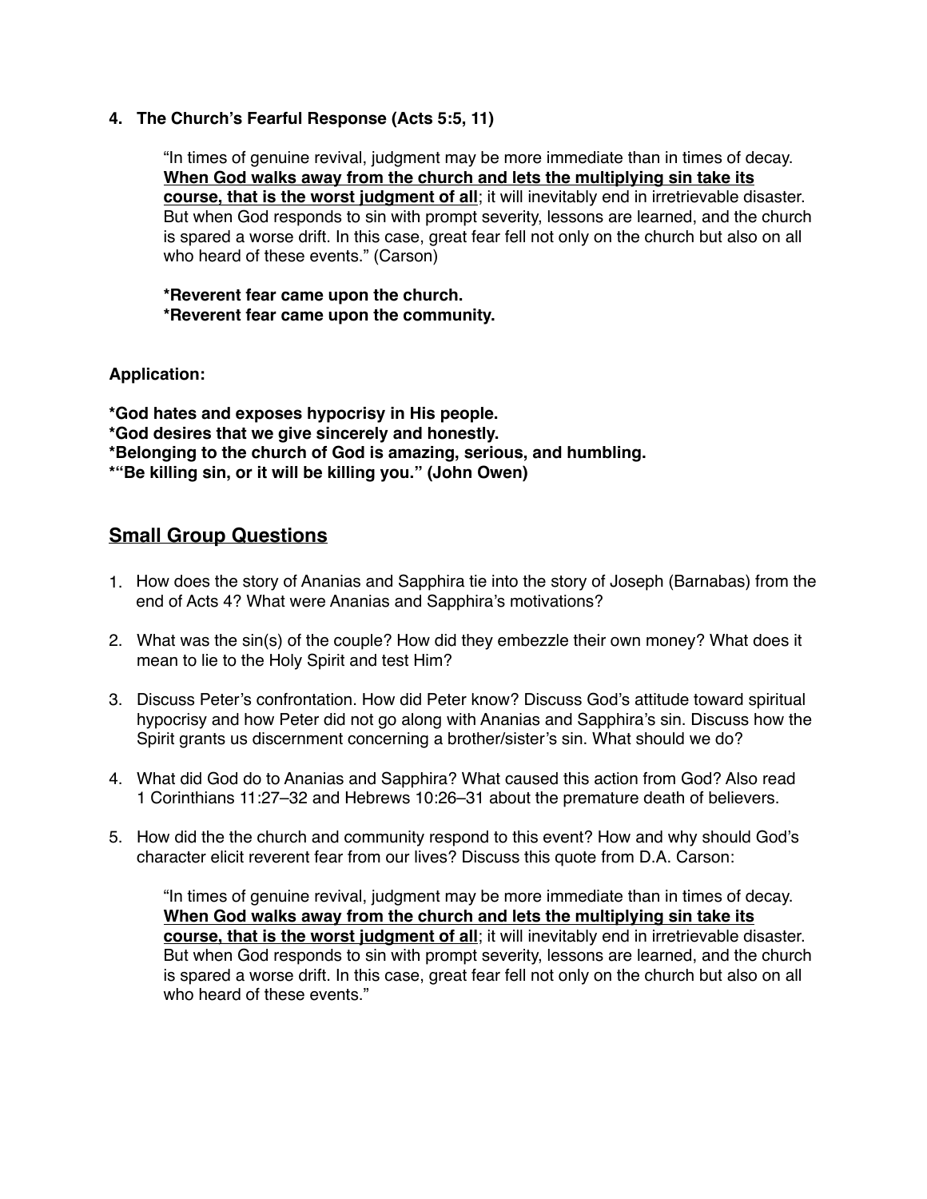**4. The Church's Fearful Response (Acts 5:5, 11)**

> "In times of genuine revival, judgment may be more immediate than in times of decay. **<u>When God walks away from the church and lets the multiplying sin take its course, that is the worst judgment of all</u>**; it will inevitably end in irretrievable disaster. But when God responds to sin with prompt severity, lessons are learned, and the church is spared a worse drift. In this case, great fear fell not only on the church but also on all who heard of these events." (Carson)
>
> **\*Reverent fear came upon the church.**
> **\*Reverent fear came upon the community.**

**Application:**

**\*God hates and exposes hypocrisy in His people.**
**\*God desires that we give sincerely and honestly.**
**\*Belonging to the church of God is amazing, serious, and humbling.**
**\*"Be killing sin, or it will be killing you." (John Owen)**

## <u>Small Group Questions</u>

1. How does the story of Ananias and Sapphira tie into the story of Joseph (Barnabas) from the end of Acts 4? What were Ananias and Sapphira's motivations?

2. What was the sin(s) of the couple? How did they embezzle their own money? What does it mean to lie to the Holy Spirit and test Him?

3. Discuss Peter's confrontation. How did Peter know? Discuss God's attitude toward spiritual hypocrisy and how Peter did not go along with Ananias and Sapphira's sin. Discuss how the Spirit grants us discernment concerning a brother/sister's sin. What should we do?

4. What did God do to Ananias and Sapphira? What caused this action from God? Also read 1 Corinthians 11:27–32 and Hebrews 10:26–31 about the premature death of believers.

5. How did the the church and community respond to this event? How and why should God's character elicit reverent fear from our lives? Discuss this quote from D.A. Carson:

   > "In times of genuine revival, judgment may be more immediate than in times of decay. **<u>When God walks away from the church and lets the multiplying sin take its course, that is the worst judgment of all</u>**; it will inevitably end in irretrievable disaster. But when God responds to sin with prompt severity, lessons are learned, and the church is spared a worse drift. In this case, great fear fell not only on the church but also on all who heard of these events."